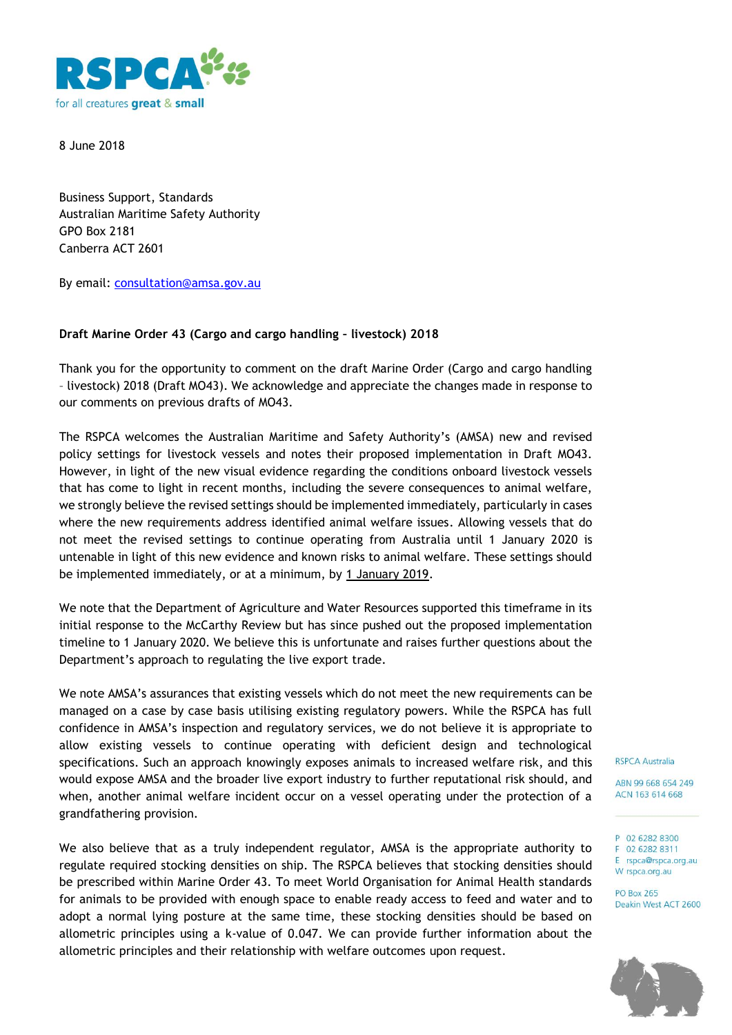RSPCA
for all creatures great & small

8 June 2018

Business Support, Standards
Australian Maritime Safety Authority
GPO Box 2181
Canberra ACT 2601

By email: consultation@amsa.gov.au

**Draft Marine Order 43 (Cargo and cargo handling – livestock) 2018**

Thank you for the opportunity to comment on the draft Marine Order (Cargo and cargo handling – livestock) 2018 (Draft MO43). We acknowledge and appreciate the changes made in response to our comments on previous drafts of MO43.

The RSPCA welcomes the Australian Maritime and Safety Authority's (AMSA) new and revised policy settings for livestock vessels and notes their proposed implementation in Draft MO43. However, in light of the new visual evidence regarding the conditions onboard livestock vessels that has come to light in recent months, including the severe consequences to animal welfare, we strongly believe the revised settings should be implemented immediately, particularly in cases where the new requirements address identified animal welfare issues. Allowing vessels that do not meet the revised settings to continue operating from Australia until 1 January 2020 is untenable in light of this new evidence and known risks to animal welfare. These settings should be implemented immediately, or at a minimum, by 1 January 2019.

We note that the Department of Agriculture and Water Resources supported this timeframe in its initial response to the McCarthy Review but has since pushed out the proposed implementation timeline to 1 January 2020. We believe this is unfortunate and raises further questions about the Department's approach to regulating the live export trade.

We note AMSA's assurances that existing vessels which do not meet the new requirements can be managed on a case by case basis utilising existing regulatory powers. While the RSPCA has full confidence in AMSA's inspection and regulatory services, we do not believe it is appropriate to allow existing vessels to continue operating with deficient design and technological specifications. Such an approach knowingly exposes animals to increased welfare risk, and this would expose AMSA and the broader live export industry to further reputational risk should, and when, another animal welfare incident occur on a vessel operating under the protection of a grandfathering provision.

We also believe that as a truly independent regulator, AMSA is the appropriate authority to regulate required stocking densities on ship. The RSPCA believes that stocking densities should be prescribed within Marine Order 43. To meet World Organisation for Animal Health standards for animals to be provided with enough space to enable ready access to feed and water and to adopt a normal lying posture at the same time, these stocking densities should be based on allometric principles using a k-value of 0.047. We can provide further information about the allometric principles and their relationship with welfare outcomes upon request.

RSPCA Australia

ABN 99 668 654 249
ACN 163 614 668

P 02 6282 8300
F 02 6282 8311
E rspca@rspca.org.au
W rspca.org.au

PO Box 265
Deakin West ACT 2600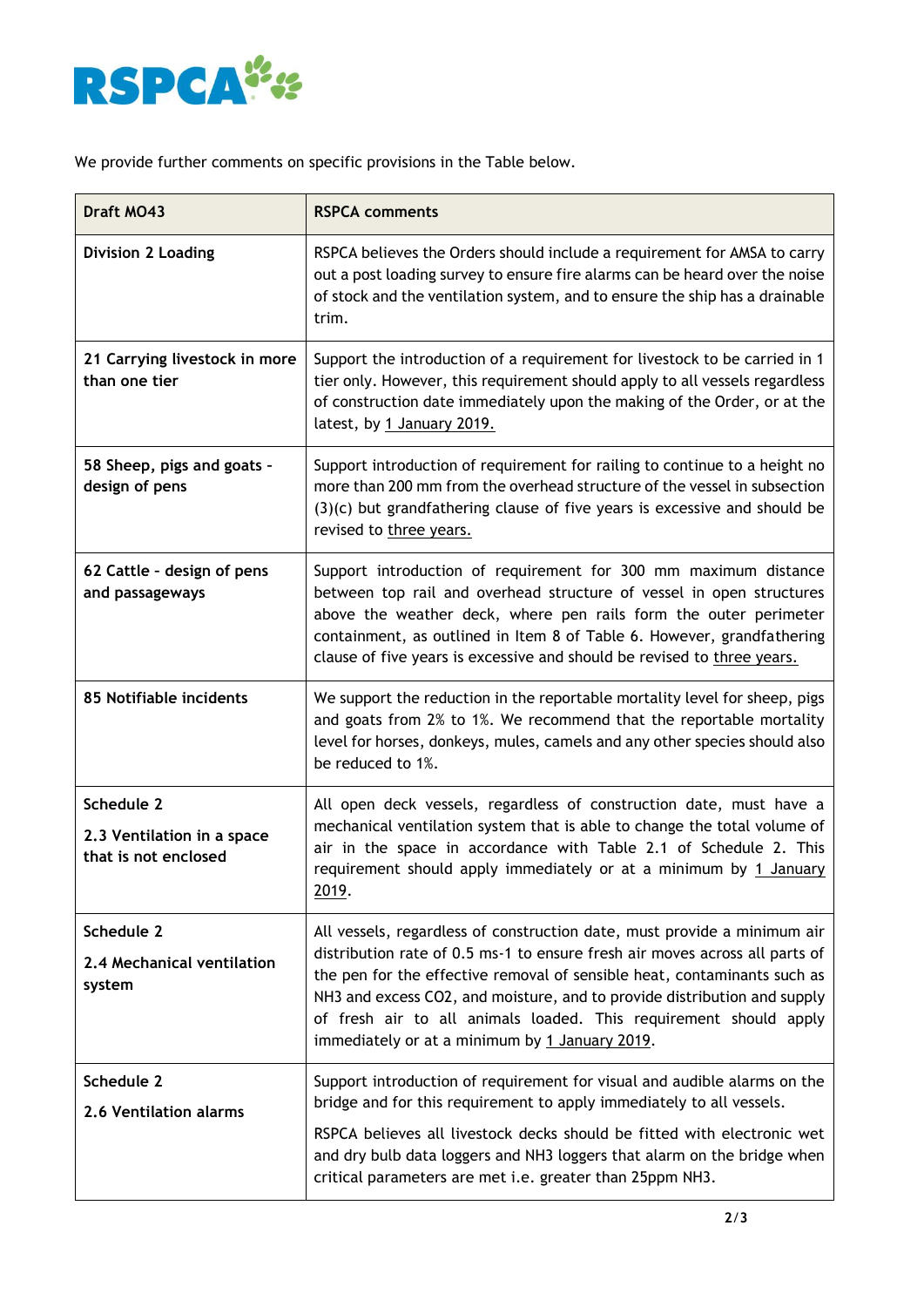We provide further comments on specific provisions in the Table below.

| Draft MO43 | RSPCA comments |
| --- | --- |
| **Division 2 Loading** | RSPCA believes the Orders should include a requirement for AMSA to carry out a post loading survey to ensure fire alarms can be heard over the noise of stock and the ventilation system, and to ensure the ship has a drainable trim. |
| **21 Carrying livestock in more than one tier** | Support the introduction of a requirement for livestock to be carried in 1 tier only. However, this requirement should apply to all vessels regardless of construction date immediately upon the making of the Order, or at the latest, by 1 January 2019. |
| **58 Sheep, pigs and goats - design of pens** | Support introduction of requirement for railing to continue to a height no more than 200 mm from the overhead structure of the vessel in subsection (3)(c) but grandfathering clause of five years is excessive and should be revised to three years. |
| **62 Cattle - design of pens and passageways** | Support introduction of requirement for 300 mm maximum distance between top rail and overhead structure of vessel in open structures above the weather deck, where pen rails form the outer perimeter containment, as outlined in Item 8 of Table 6. However, grandfathering clause of five years is excessive and should be revised to three years. |
| **85 Notifiable incidents** | We support the reduction in the reportable mortality level for sheep, pigs and goats from 2% to 1%. We recommend that the reportable mortality level for horses, donkeys, mules, camels and any other species should also be reduced to 1%. |
| **Schedule 2**<br><br>**2.3 Ventilation in a space that is not enclosed** | All open deck vessels, regardless of construction date, must have a mechanical ventilation system that is able to change the total volume of air in the space in accordance with Table 2.1 of Schedule 2. This requirement should apply immediately or at a minimum by 1 January 2019. |
| **Schedule 2**<br><br>**2.4 Mechanical ventilation system** | All vessels, regardless of construction date, must provide a minimum air distribution rate of 0.5 $ms^{-1}$ to ensure fresh air moves across all parts of the pen for the effective removal of sensible heat, contaminants such as $NH_3$ and excess $CO_2$, and moisture, and to provide distribution and supply of fresh air to all animals loaded. This requirement should apply immediately or at a minimum by 1 January 2019. |
| **Schedule 2**<br><br>**2.6 Ventilation alarms** | Support introduction of requirement for visual and audible alarms on the bridge and for this requirement to apply immediately to all vessels.<br><br>RSPCA believes all livestock decks should be fitted with electronic wet and dry bulb data loggers and $NH_3$ loggers that alarm on the bridge when critical parameters are met i.e. greater than 25ppm $NH_3$. |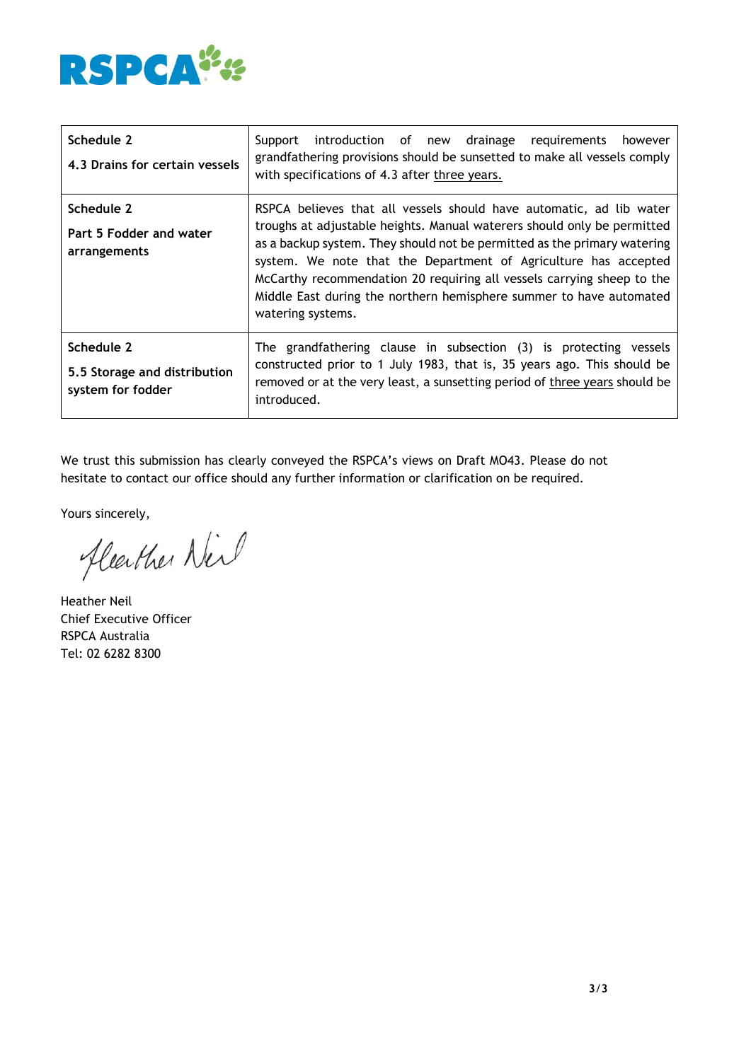| | |
|---|---|
| **Schedule 2**<br><br>**4.3 Drains for certain vessels** | Support introduction of new drainage requirements however grandfathering provisions should be sunsetted to make all vessels comply with specifications of 4.3 after three years. |
| **Schedule 2**<br><br>**Part 5 Fodder and water arrangements** | RSPCA believes that all vessels should have automatic, ad lib water troughs at adjustable heights. Manual waterers should only be permitted as a backup system. They should not be permitted as the primary watering system. We note that the Department of Agriculture has accepted McCarthy recommendation 20 requiring all vessels carrying sheep to the Middle East during the northern hemisphere summer to have automated watering systems. |
| **Schedule 2**<br><br>**5.5 Storage and distribution system for fodder** | The grandfathering clause in subsection (3) is protecting vessels constructed prior to 1 July 1983, that is, 35 years ago. This should be removed or at the very least, a sunsetting period of three years should be introduced. |

We trust this submission has clearly conveyed the RSPCA's views on Draft MO43. Please do not hesitate to contact our office should any further information or clarification on be required.

Yours sincerely,

Heather Neil
Chief Executive Officer
RSPCA Australia
Tel: 02 6282 8300